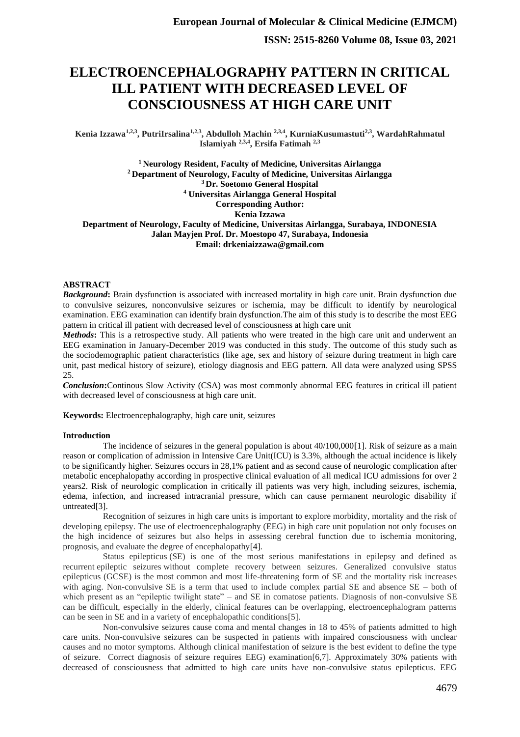# ELECTROENCEPHALOGRAPHY PATTERN IN CRITICAL ILL PATIENT WITH DECREASED LEVEL OF CONSCIOUSNESS AT HIGH CARE UNIT

**Kenia Izzawa[1,2,3], PutriIrsalina[1,2,3], Abdulloh Machin [2,3,4], KurniaKusumastuti[2,3], WardahRahmatul Islamiyah [2,3,4], Ersifa Fatimah [2,3]**

**[1] Neurology Resident, Faculty of Medicine, Universitas Airlangga**
**[2] Department of Neurology, Faculty of Medicine, Universitas Airlangga**
**[3] Dr. Soetomo General Hospital**
**[4] Universitas Airlangga General Hospital**
**Corresponding Author:**
**Kenia Izzawa**
**Department of Neurology, Faculty of Medicine, Universitas Airlangga, Surabaya, INDONESIA**
**Jalan Mayjen Prof. Dr. Moestopo 47, Surabaya, Indonesia**
**Email: drkeniaizzawa@gmail.com**

## ABSTRACT

***Background*:** Brain dysfunction is associated with increased mortality in high care unit. Brain dysfunction due to convulsive seizures, nonconvulsive seizures or ischemia, may be difficult to identify by neurological examination. EEG examination can identify brain dysfunction.The aim of this study is to describe the most EEG pattern in critical ill patient with decreased level of consciousness at high care unit

***Methods*:** This is a retrospective study. All patients who were treated in the high care unit and underwent an EEG examination in January-December 2019 was conducted in this study. The outcome of this study such as the sociodemographic patient characteristics (like age, sex and history of seizure during treatment in high care unit, past medical history of seizure), etiology diagnosis and EEG pattern. All data were analyzed using SPSS 25.

***Conclusion*:**Continous Slow Activity (CSA) was most commonly abnormal EEG features in critical ill patient with decreased level of consciousness at high care unit.

**Keywords:** Electroencephalography, high care unit, seizures

## Introduction

The incidence of seizures in the general population is about 40/100,000[1]. Risk of seizure as a main reason or complication of admission in Intensive Care Unit(ICU) is 3.3%, although the actual incidence is likely to be significantly higher. Seizures occurs in 28,1% patient and as second cause of neurologic complication after metabolic encephalopathy according in prospective clinical evaluation of all medical ICU admissions for over 2 years2. Risk of neurologic complication in critically ill patients was very high, including seizures, ischemia, edema, infection, and increased intracranial pressure, which can cause permanent neurologic disability if untreated[3].

Recognition of seizures in high care units is important to explore morbidity, mortality and the risk of developing epilepsy. The use of electroencephalography (EEG) in high care unit population not only focuses on the high incidence of seizures but also helps in assessing cerebral function due to ischemia monitoring, prognosis, and evaluate the degree of encephalopathy[4].

Status epilepticus (SE) is one of the most serious manifestations in epilepsy and defined as recurrent epileptic seizures without complete recovery between seizures. Generalized convulsive status epilepticus (GCSE) is the most common and most life-threatening form of SE and the mortality risk increases with aging. Non-convulsive SE is a term that used to include complex partial SE and absence SE – both of which present as an "epileptic twilight state" – and SE in comatose patients. Diagnosis of non-convulsive SE can be difficult, especially in the elderly, clinical features can be overlapping, electroencephalogram patterns can be seen in SE and in a variety of encephalopathic conditions[5].

Non-convulsive seizures cause coma and mental changes in 18 to 45% of patients admitted to high care units. Non-convulsive seizures can be suspected in patients with impaired consciousness with unclear causes and no motor symptoms. Although clinical manifestation of seizure is the best evident to define the type of seizure. Correct diagnosis of seizure requires EEG) examination[6,7]. Approximately 30% patients with decreased of consciousness that admitted to high care units have non-convulsive status epilepticus. EEG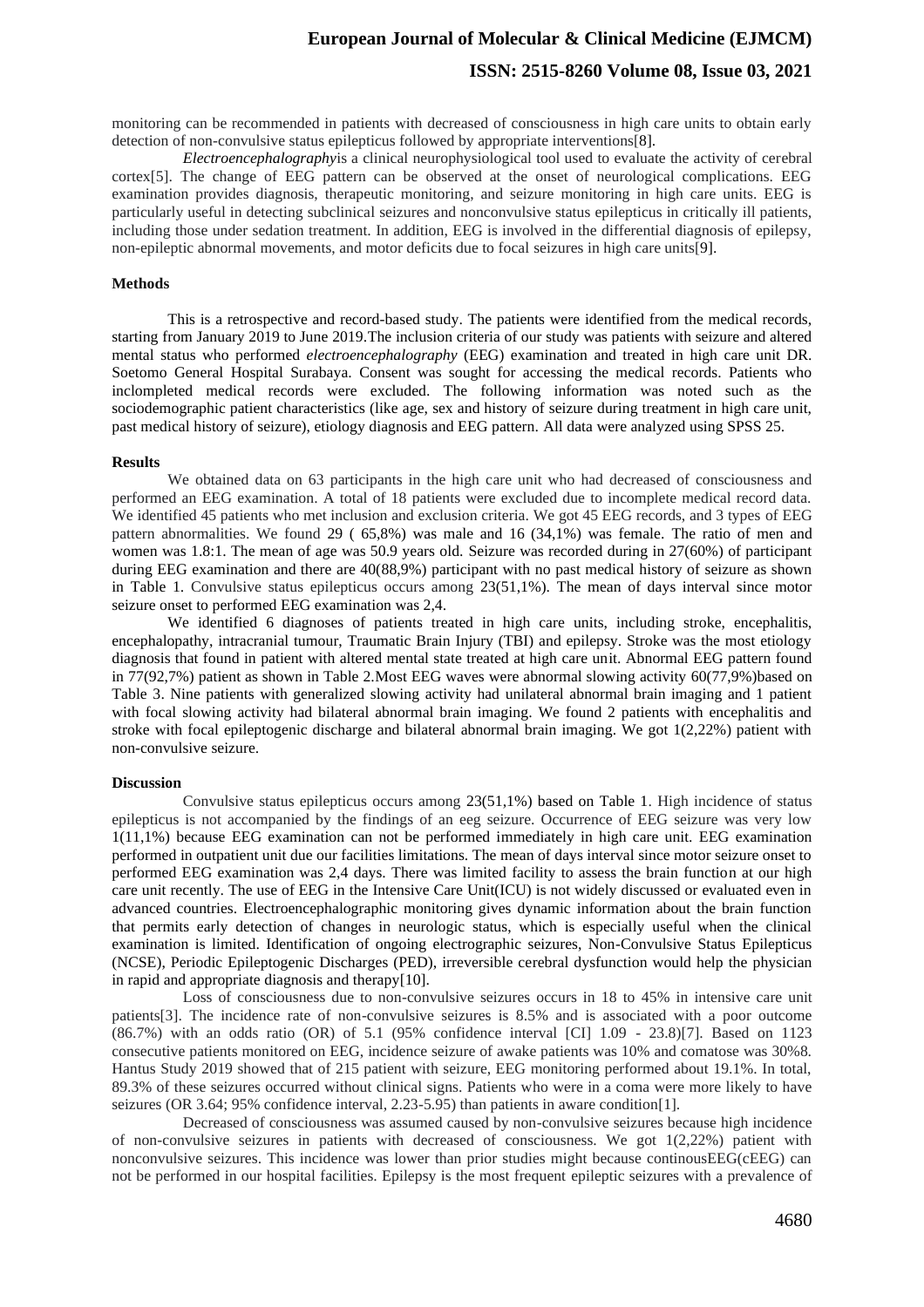monitoring can be recommended in patients with decreased of consciousness in high care units to obtain early detection of non-convulsive status epilepticus followed by appropriate interventions[8].

*Electroencephalography*is a clinical neurophysiological tool used to evaluate the activity of cerebral cortex[5]. The change of EEG pattern can be observed at the onset of neurological complications. EEG examination provides diagnosis, therapeutic monitoring, and seizure monitoring in high care units. EEG is particularly useful in detecting subclinical seizures and nonconvulsive status epilepticus in critically ill patients, including those under sedation treatment. In addition, EEG is involved in the differential diagnosis of epilepsy, non-epileptic abnormal movements, and motor deficits due to focal seizures in high care units[9].

**Methods**

This is a retrospective and record-based study. The patients were identified from the medical records, starting from January 2019 to June 2019.The inclusion criteria of our study was patients with seizure and altered mental status who performed *electroencephalography* (EEG) examination and treated in high care unit DR. Soetomo General Hospital Surabaya. Consent was sought for accessing the medical records. Patients who inclompleted medical records were excluded. The following information was noted such as the sociodemographic patient characteristics (like age, sex and history of seizure during treatment in high care unit, past medical history of seizure), etiology diagnosis and EEG pattern. All data were analyzed using SPSS 25.

**Results**

We obtained data on 63 participants in the high care unit who had decreased of consciousness and performed an EEG examination. A total of 18 patients were excluded due to incomplete medical record data. We identified 45 patients who met inclusion and exclusion criteria. We got 45 EEG records, and 3 types of EEG pattern abnormalities. We found 29 ( 65,8%) was male and 16 (34,1%) was female. The ratio of men and women was 1.8:1. The mean of age was 50.9 years old. Seizure was recorded during in 27(60%) of participant during EEG examination and there are 40(88,9%) participant with no past medical history of seizure as shown in Table 1. Convulsive status epilepticus occurs among 23(51,1%). The mean of days interval since motor seizure onset to performed EEG examination was 2,4.

We identified 6 diagnoses of patients treated in high care units, including stroke, encephalitis, encephalopathy, intracranial tumour, Traumatic Brain Injury (TBI) and epilepsy. Stroke was the most etiology diagnosis that found in patient with altered mental state treated at high care unit. Abnormal EEG pattern found in 77(92,7%) patient as shown in Table 2.Most EEG waves were abnormal slowing activity 60(77,9%)based on Table 3. Nine patients with generalized slowing activity had unilateral abnormal brain imaging and 1 patient with focal slowing activity had bilateral abnormal brain imaging. We found 2 patients with encephalitis and stroke with focal epileptogenic discharge and bilateral abnormal brain imaging. We got 1(2,22%) patient with non-convulsive seizure.

**Discussion**

Convulsive status epilepticus occurs among 23(51,1%) based on Table 1. High incidence of status epilepticus is not accompanied by the findings of an eeg seizure. Occurrence of EEG seizure was very low 1(11,1%) because EEG examination can not be performed immediately in high care unit. EEG examination performed in outpatient unit due our facilities limitations. The mean of days interval since motor seizure onset to performed EEG examination was 2,4 days. There was limited facility to assess the brain function at our high care unit recently. The use of EEG in the Intensive Care Unit(ICU) is not widely discussed or evaluated even in advanced countries. Electroencephalographic monitoring gives dynamic information about the brain function that permits early detection of changes in neurologic status, which is especially useful when the clinical examination is limited. Identification of ongoing electrographic seizures, Non-Convulsive Status Epilepticus (NCSE), Periodic Epileptogenic Discharges (PED), irreversible cerebral dysfunction would help the physician in rapid and appropriate diagnosis and therapy[10].

Loss of consciousness due to non-convulsive seizures occurs in 18 to 45% in intensive care unit patients[3]. The incidence rate of non-convulsive seizures is 8.5% and is associated with a poor outcome (86.7%) with an odds ratio (OR) of 5.1 (95% confidence interval [CI] 1.09 - 23.8)[7]. Based on 1123 consecutive patients monitored on EEG, incidence seizure of awake patients was 10% and comatose was 30%8. Hantus Study 2019 showed that of 215 patient with seizure, EEG monitoring performed about 19.1%. In total, 89.3% of these seizures occurred without clinical signs. Patients who were in a coma were more likely to have seizures (OR 3.64; 95% confidence interval, 2.23-5.95) than patients in aware condition[1].

Decreased of consciousness was assumed caused by non-convulsive seizures because high incidence of non-convulsive seizures in patients with decreased of consciousness. We got 1(2,22%) patient with nonconvulsive seizures. This incidence was lower than prior studies might because continousEEG(cEEG) can not be performed in our hospital facilities. Epilepsy is the most frequent epileptic seizures with a prevalence of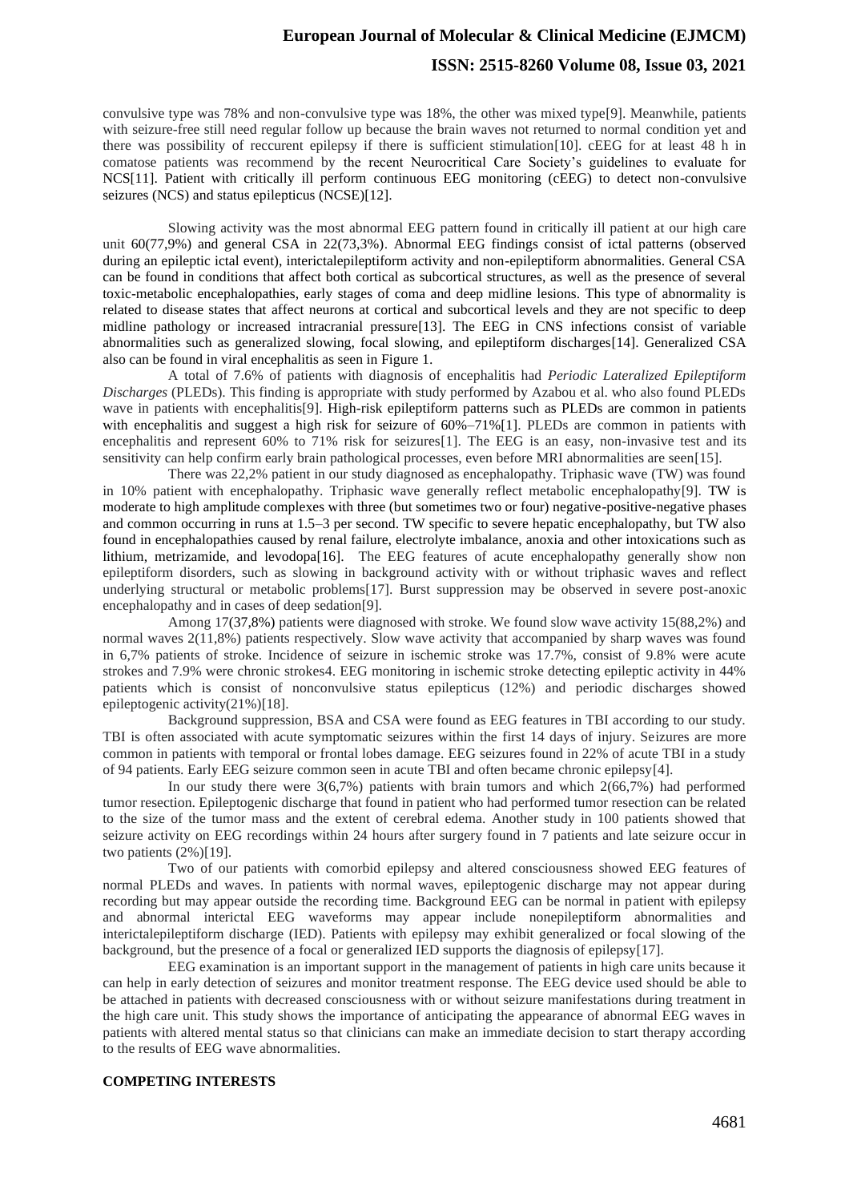convulsive type was 78% and non-convulsive type was 18%, the other was mixed type[9]. Meanwhile, patients with seizure-free still need regular follow up because the brain waves not returned to normal condition yet and there was possibility of reccurent epilepsy if there is sufficient stimulation[10]. cEEG for at least 48 h in comatose patients was recommend by the recent Neurocritical Care Society's guidelines to evaluate for NCS[11]. Patient with critically ill perform continuous EEG monitoring (cEEG) to detect non-convulsive seizures (NCS) and status epilepticus (NCSE)[12].

Slowing activity was the most abnormal EEG pattern found in critically ill patient at our high care unit 60(77,9%) and general CSA in 22(73,3%). Abnormal EEG findings consist of ictal patterns (observed during an epileptic ictal event), interictalepileptiform activity and non-epileptiform abnormalities. General CSA can be found in conditions that affect both cortical as subcortical structures, as well as the presence of several toxic-metabolic encephalopathies, early stages of coma and deep midline lesions. This type of abnormality is related to disease states that affect neurons at cortical and subcortical levels and they are not specific to deep midline pathology or increased intracranial pressure[13]. The EEG in CNS infections consist of variable abnormalities such as generalized slowing, focal slowing, and epileptiform discharges[14]. Generalized CSA also can be found in viral encephalitis as seen in Figure 1.

A total of 7.6% of patients with diagnosis of encephalitis had *Periodic Lateralized Epileptiform Discharges* (PLEDs). This finding is appropriate with study performed by Azabou et al. who also found PLEDs wave in patients with encephalitis[9]. High-risk epileptiform patterns such as PLEDs are common in patients with encephalitis and suggest a high risk for seizure of 60%–71%[1]. PLEDs are common in patients with encephalitis and represent 60% to 71% risk for seizures[1]. The EEG is an easy, non-invasive test and its sensitivity can help confirm early brain pathological processes, even before MRI abnormalities are seen[15].

There was 22,2% patient in our study diagnosed as encephalopathy. Triphasic wave (TW) was found in 10% patient with encephalopathy. Triphasic wave generally reflect metabolic encephalopathy[9]. TW is moderate to high amplitude complexes with three (but sometimes two or four) negative-positive-negative phases and common occurring in runs at 1.5–3 per second. TW specific to severe hepatic encephalopathy, but TW also found in encephalopathies caused by renal failure, electrolyte imbalance, anoxia and other intoxications such as lithium, metrizamide, and levodopa[16]. The EEG features of acute encephalopathy generally show non epileptiform disorders, such as slowing in background activity with or without triphasic waves and reflect underlying structural or metabolic problems[17]. Burst suppression may be observed in severe post-anoxic encephalopathy and in cases of deep sedation[9].

Among 17(37,8%) patients were diagnosed with stroke. We found slow wave activity 15(88,2%) and normal waves 2(11,8%) patients respectively. Slow wave activity that accompanied by sharp waves was found in 6,7% patients of stroke. Incidence of seizure in ischemic stroke was 17.7%, consist of 9.8% were acute strokes and 7.9% were chronic strokes4. EEG monitoring in ischemic stroke detecting epileptic activity in 44% patients which is consist of nonconvulsive status epilepticus (12%) and periodic discharges showed epileptogenic activity(21%)[18].

Background suppression, BSA and CSA were found as EEG features in TBI according to our study. TBI is often associated with acute symptomatic seizures within the first 14 days of injury. Seizures are more common in patients with temporal or frontal lobes damage. EEG seizures found in 22% of acute TBI in a study of 94 patients. Early EEG seizure common seen in acute TBI and often became chronic epilepsy[4].

In our study there were 3(6,7%) patients with brain tumors and which 2(66,7%) had performed tumor resection. Epileptogenic discharge that found in patient who had performed tumor resection can be related to the size of the tumor mass and the extent of cerebral edema. Another study in 100 patients showed that seizure activity on EEG recordings within 24 hours after surgery found in 7 patients and late seizure occur in two patients (2%)[19].

Two of our patients with comorbid epilepsy and altered consciousness showed EEG features of normal PLEDs and waves. In patients with normal waves, epileptogenic discharge may not appear during recording but may appear outside the recording time. Background EEG can be normal in patient with epilepsy and abnormal interictal EEG waveforms may appear include nonepileptiform abnormalities and interictalepileptiform discharge (IED). Patients with epilepsy may exhibit generalized or focal slowing of the background, but the presence of a focal or generalized IED supports the diagnosis of epilepsy[17].

EEG examination is an important support in the management of patients in high care units because it can help in early detection of seizures and monitor treatment response. The EEG device used should be able to be attached in patients with decreased consciousness with or without seizure manifestations during treatment in the high care unit. This study shows the importance of anticipating the appearance of abnormal EEG waves in patients with altered mental status so that clinicians can make an immediate decision to start therapy according to the results of EEG wave abnormalities.

**COMPETING INTERESTS**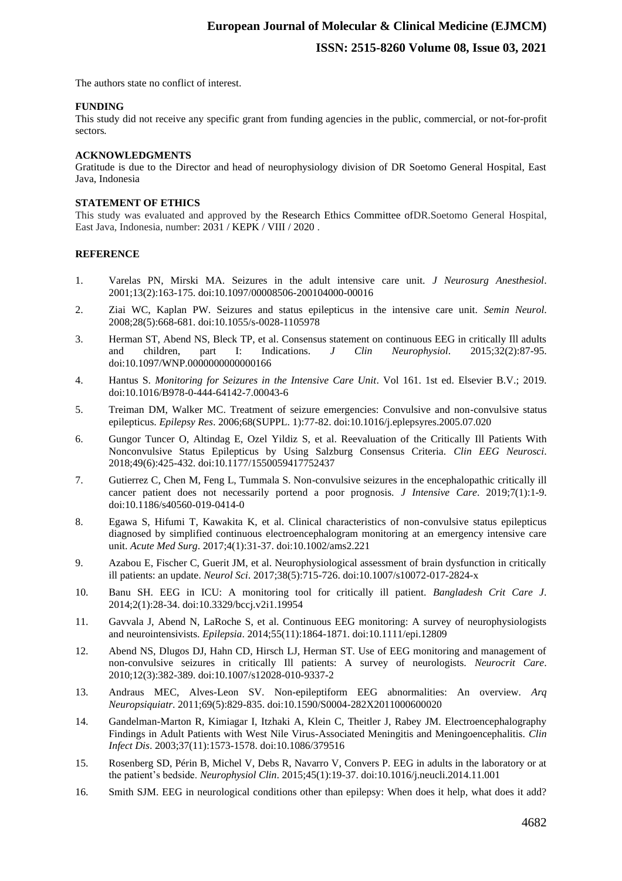The authors state no conflict of interest.

**FUNDING**

This study did not receive any specific grant from funding agencies in the public, commercial, or not-for-profit sectors.

**ACKNOWLEDGMENTS**

Gratitude is due to the Director and head of neurophysiology division of DR Soetomo General Hospital, East Java, Indonesia

**STATEMENT OF ETHICS**

This study was evaluated and approved by the Research Ethics Committee ofDR.Soetomo General Hospital, East Java, Indonesia, number: 2031 / KEPK / VIII / 2020 .

**REFERENCE**

1. Varelas PN, Mirski MA. Seizures in the adult intensive care unit. *J Neurosurg Anesthesiol*. 2001;13(2):163-175. doi:10.1097/00008506-200104000-00016
2. Ziai WC, Kaplan PW. Seizures and status epilepticus in the intensive care unit. *Semin Neurol*. 2008;28(5):668-681. doi:10.1055/s-0028-1105978
3. Herman ST, Abend NS, Bleck TP, et al. Consensus statement on continuous EEG in critically Ill adults and children, part I: Indications. *J Clin Neurophysiol*. 2015;32(2):87-95. doi:10.1097/WNP.0000000000000166
4. Hantus S. *Monitoring for Seizures in the Intensive Care Unit*. Vol 161. 1st ed. Elsevier B.V.; 2019. doi:10.1016/B978-0-444-64142-7.00043-6
5. Treiman DM, Walker MC. Treatment of seizure emergencies: Convulsive and non-convulsive status epilepticus. *Epilepsy Res*. 2006;68(SUPPL. 1):77-82. doi:10.1016/j.eplepsyres.2005.07.020
6. Gungor Tuncer O, Altindag E, Ozel Yildiz S, et al. Reevaluation of the Critically Ill Patients With Nonconvulsive Status Epilepticus by Using Salzburg Consensus Criteria. *Clin EEG Neurosci*. 2018;49(6):425-432. doi:10.1177/1550059417752437
7. Gutierrez C, Chen M, Feng L, Tummala S. Non-convulsive seizures in the encephalopathic critically ill cancer patient does not necessarily portend a poor prognosis. *J Intensive Care*. 2019;7(1):1-9. doi:10.1186/s40560-019-0414-0
8. Egawa S, Hifumi T, Kawakita K, et al. Clinical characteristics of non-convulsive status epilepticus diagnosed by simplified continuous electroencephalogram monitoring at an emergency intensive care unit. *Acute Med Surg*. 2017;4(1):31-37. doi:10.1002/ams2.221
9. Azabou E, Fischer C, Guerit JM, et al. Neurophysiological assessment of brain dysfunction in critically ill patients: an update. *Neurol Sci*. 2017;38(5):715-726. doi:10.1007/s10072-017-2824-x
10. Banu SH. EEG in ICU: A monitoring tool for critically ill patient. *Bangladesh Crit Care J*. 2014;2(1):28-34. doi:10.3329/bccj.v2i1.19954
11. Gavvala J, Abend N, LaRoche S, et al. Continuous EEG monitoring: A survey of neurophysiologists and neurointensivists. *Epilepsia*. 2014;55(11):1864-1871. doi:10.1111/epi.12809
12. Abend NS, Dlugos DJ, Hahn CD, Hirsch LJ, Herman ST. Use of EEG monitoring and management of non-convulsive seizures in critically Ill patients: A survey of neurologists. *Neurocrit Care*. 2010;12(3):382-389. doi:10.1007/s12028-010-9337-2
13. Andraus MEC, Alves-Leon SV. Non-epileptiform EEG abnormalities: An overview. *Arq Neuropsiquiatr*. 2011;69(5):829-835. doi:10.1590/S0004-282X2011000600020
14. Gandelman-Marton R, Kimiagar I, Itzhaki A, Klein C, Theitler J, Rabey JM. Electroencephalography Findings in Adult Patients with West Nile Virus-Associated Meningitis and Meningoencephalitis. *Clin Infect Dis*. 2003;37(11):1573-1578. doi:10.1086/379516
15. Rosenberg SD, Périn B, Michel V, Debs R, Navarro V, Convers P. EEG in adults in the laboratory or at the patient's bedside. *Neurophysiol Clin*. 2015;45(1):19-37. doi:10.1016/j.neucli.2014.11.001
16. Smith SJM. EEG in neurological conditions other than epilepsy: When does it help, what does it add?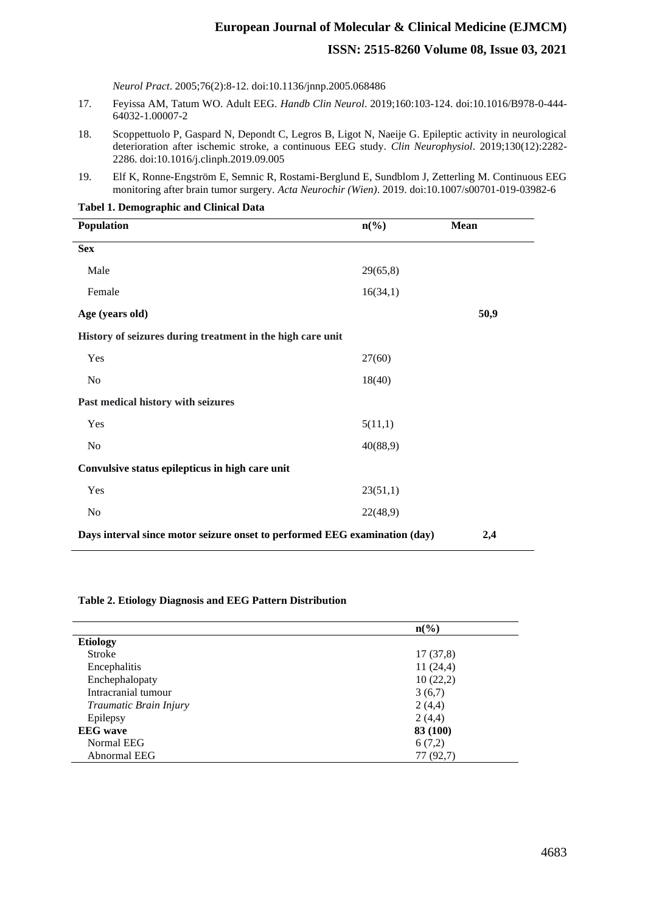*Neurol Pract*. 2005;76(2):8-12. doi:10.1136/jnnp.2005.068486

17. Feyissa AM, Tatum WO. Adult EEG. *Handb Clin Neurol*. 2019;160:103-124. doi:10.1016/B978-0-444-64032-1.00007-2
18. Scoppettuolo P, Gaspard N, Depondt C, Legros B, Ligot N, Naeije G. Epileptic activity in neurological deterioration after ischemic stroke, a continuous EEG study. *Clin Neurophysiol*. 2019;130(12):2282-2286. doi:10.1016/j.clinph.2019.09.005
19. Elf K, Ronne-Engström E, Semnic R, Rostami-Berglund E, Sundblom J, Zetterling M. Continuous EEG monitoring after brain tumor surgery. *Acta Neurochir (Wien)*. 2019. doi:10.1007/s00701-019-03982-6

**Tabel 1. Demographic and Clinical Data**

| Population | n(%) | Mean |
|---|---|---|
| **Sex** | | |
| Male | 29(65,8) | |
| Female | 16(34,1) | |
| **Age (years old)** | | **50,9** |
| **History of seizures during treatment in the high care unit** | | |
| Yes | 27(60) | |
| No | 18(40) | |
| **Past medical history with seizures** | | |
| Yes | 5(11,1) | |
| No | 40(88,9) | |
| **Convulsive status epilepticus in high care unit** | | |
| Yes | 23(51,1) | |
| No | 22(48,9) | |
| **Days interval since motor seizure onset to performed EEG examination (day)** | | **2,4** |

**Table 2. Etiology Diagnosis and EEG Pattern Distribution**

| | n(%) |
|---|---|
| **Etiology** | |
| Stroke | 17 (37,8) |
| Encephalitis | 11 (24,4) |
| Enchephalopaty | 10 (22,2) |
| Intracranial tumour | 3 (6,7) |
| *Traumatic Brain Injury* | 2 (4,4) |
| Epilepsy | 2 (4,4) |
| **EEG wave** | **83 (100)** |
| Normal EEG | 6 (7,2) |
| Abnormal EEG | 77 (92,7) |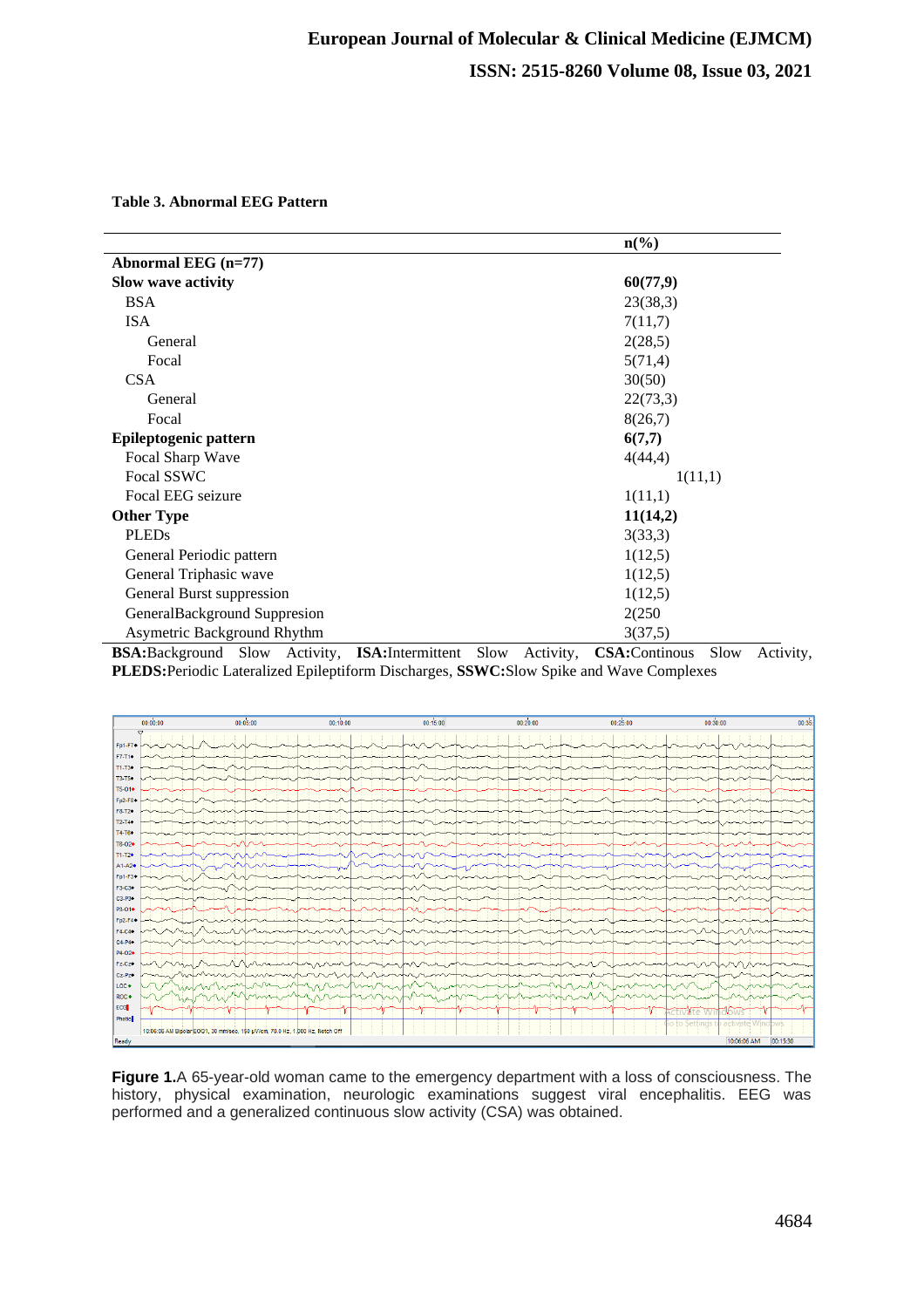**Table 3. Abnormal EEG Pattern**

| | n(%) |
|---|---|
| **Abnormal EEG (n=77)** | |
| **Slow wave activity** | **60(77,9)** |
| BSA | 23(38,3) |
| ISA | 7(11,7) |
| General | 2(28,5) |
| Focal | 5(71,4) |
| CSA | 30(50) |
| General | 22(73,3) |
| Focal | 8(26,7) |
| **Epileptogenic pattern** | **6(7,7)** |
| Focal Sharp Wave | 4(44,4) |
| Focal SSWC | 1(11,1) |
| Focal EEG seizure | 1(11,1) |
| **Other Type** | **11(14,2)** |
| PLEDs | 3(33,3) |
| General Periodic pattern | 1(12,5) |
| General Triphasic wave | 1(12,5) |
| General Burst suppression | 1(12,5) |
| GeneralBackground Suppresion | 2(250 |
| Asymetric Background Rhythm | 3(37,5) |

**BSA:**Background Slow Activity, **ISA:**Intermittent Slow Activity, **CSA:**Continous Slow Activity, **PLEDS:**Periodic Lateralized Epileptiform Discharges, **SSWC:**Slow Spike and Wave Complexes

**Figure 1.**A 65-year-old woman came to the emergency department with a loss of consciousness. The history, physical examination, neurologic examinations suggest viral encephalitis. EEG was performed and a generalized continuous slow activity (CSA) was obtained.